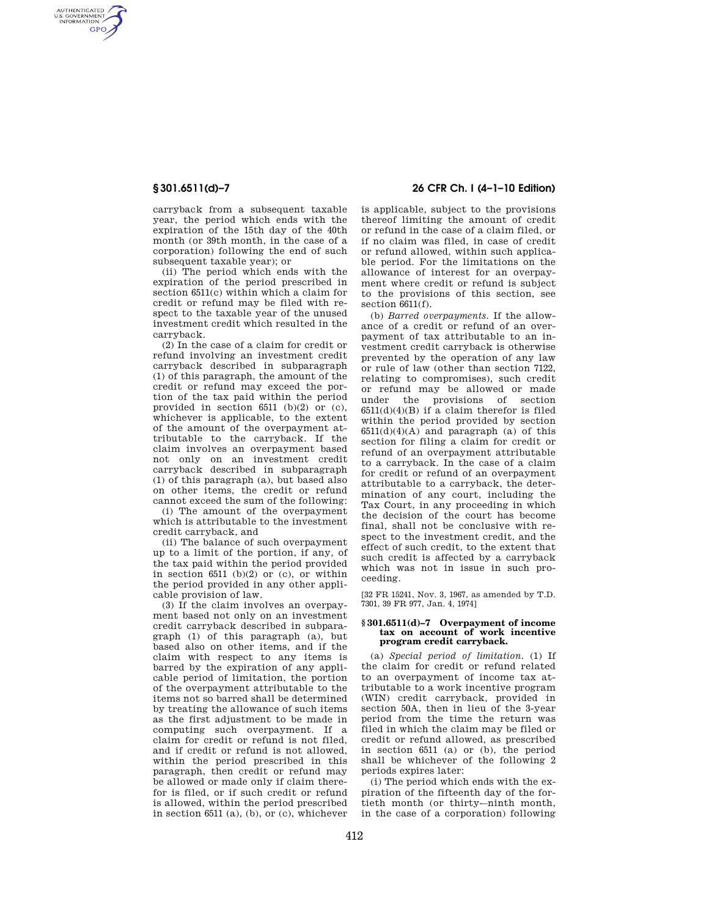carryback from a subsequent taxable year, the period which ends with the expiration of the 15th day of the 40th month (or 39th month, in the case of a corporation) following the end of such subsequent taxable year); or

(ii) The period which ends with the expiration of the period prescribed in section 6511(c) within which a claim for credit or refund may be filed with respect to the taxable year of the unused investment credit which resulted in the carryback.

(2) In the case of a claim for credit or refund involving an investment credit carryback described in subparagraph (1) of this paragraph, the amount of the credit or refund may exceed the portion of the tax paid within the period provided in section 6511 (b)(2) or (c), whichever is applicable, to the extent of the amount of the overpayment attributable to the carryback. If the claim involves an overpayment based not only on an investment credit carryback described in subparagraph (1) of this paragraph (a), but based also on other items, the credit or refund cannot exceed the sum of the following:

(i) The amount of the overpayment which is attributable to the investment credit carryback, and

(ii) The balance of such overpayment up to a limit of the portion, if any, of the tax paid within the period provided in section 6511 (b)(2) or (c), or within the period provided in any other applicable provision of law.

(3) If the claim involves an overpayment based not only on an investment credit carryback described in subparagraph (1) of this paragraph (a), but based also on other items, and if the claim with respect to any items is barred by the expiration of any applicable period of limitation, the portion of the overpayment attributable to the items not so barred shall be determined by treating the allowance of such items as the first adjustment to be made in computing such overpayment. If a claim for credit or refund is not filed, and if credit or refund is not allowed, within the period prescribed in this paragraph, then credit or refund may be allowed or made only if claim therefor is filed, or if such credit or refund is allowed, within the period prescribed in section 6511 (a), (b), or (c), whichever is applicable, subject to the provisions thereof limiting the amount of credit or refund in the case of a claim filed, or if no claim was filed, in case of credit or refund allowed, within such applicable period. For the limitations on the allowance of interest for an overpayment where credit or refund is subject to the provisions of this section, see section 6611(f).

(b) *Barred overpayments.* If the allowance of a credit or refund of an overpayment of tax attributable to an investment credit carryback is otherwise prevented by the operation of any law or rule of law (other than section 7122, relating to compromises), such credit or refund may be allowed or made under the provisions of section 6511(d)(4)(B) if a claim therefor is filed within the period provided by section 6511(d)(4)(A) and paragraph (a) of this section for filing a claim for credit or refund of an overpayment attributable to a carryback. In the case of a claim for credit or refund of an overpayment attributable to a carryback, the determination of any court, including the Tax Court, in any proceeding in which the decision of the court has become final, shall not be conclusive with respect to the investment credit, and the effect of such credit, to the extent that such credit is affected by a carryback which was not in issue in such proceeding.

[32 FR 15241, Nov. 3, 1967, as amended by T.D. 7301, 39 FR 977, Jan. 4, 1974]

## § 301.6511(d)–7 Overpayment of income tax on account of work incentive program credit carryback.

(a) *Special period of limitation.* (1) If the claim for credit or refund related to an overpayment of income tax attributable to a work incentive program (WIN) credit carryback, provided in section 50A, then in lieu of the 3-year period from the time the return was filed in which the claim may be filed or credit or refund allowed, as prescribed in section 6511 (a) or (b), the period shall be whichever of the following 2 periods expires later:

(i) The period which ends with the expiration of the fifteenth day of the fortieth month (or thirty–-ninth month, in the case of a corporation) following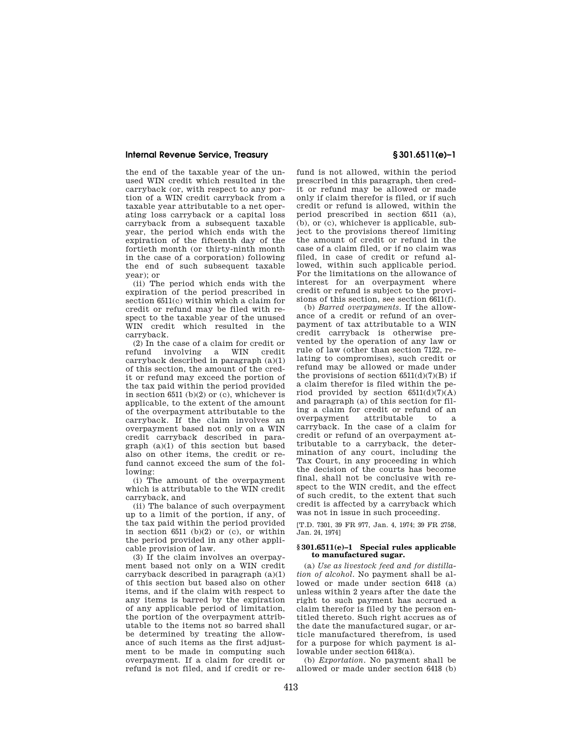the end of the taxable year of the unused WIN credit which resulted in the carryback (or, with respect to any portion of a WIN credit carryback from a taxable year attributable to a net operating loss carryback or a capital loss carryback from a subsequent taxable year, the period which ends with the expiration of the fifteenth day of the fortieth month (or thirty-ninth month in the case of a corporation) following the end of such subsequent taxable year); or

(ii) The period which ends with the expiration of the period prescribed in section 6511(c) within which a claim for credit or refund may be filed with respect to the taxable year of the unused WIN credit which resulted in the carryback.

(2) In the case of a claim for credit or refund involving a WIN credit carryback described in paragraph (a)(1) of this section, the amount of the credit or refund may exceed the portion of the tax paid within the period provided in section 6511 (b)(2) or (c), whichever is applicable, to the extent of the amount of the overpayment attributable to the carryback. If the claim involves an overpayment based not only on a WIN credit carryback described in paragraph (a)(1) of this section but based also on other items, the credit or refund cannot exceed the sum of the following:

(i) The amount of the overpayment which is attributable to the WIN credit carryback, and

(ii) The balance of such overpayment up to a limit of the portion, if any, of the tax paid within the period provided in section 6511 (b)(2) or (c), or within the period provided in any other applicable provision of law.

(3) If the claim involves an overpayment based not only on a WIN credit carryback described in paragraph (a)(1) of this section but based also on other items, and if the claim with respect to any items is barred by the expiration of any applicable period of limitation, the portion of the overpayment attributable to the items not so barred shall be determined by treating the allowance of such items as the first adjustment to be made in computing such overpayment. If a claim for credit or refund is not filed, and if credit or refund is not allowed, within the period prescribed in this paragraph, then credit or refund may be allowed or made only if claim therefor is filed, or if such credit or refund is allowed, within the period prescribed in section 6511 (a), (b), or (c), whichever is applicable, subject to the provisions thereof limiting the amount of credit or refund in the case of a claim filed, or if no claim was filed, in case of credit or refund allowed, within such applicable period. For the limitations on the allowance of interest for an overpayment where credit or refund is subject to the provisions of this section, see section 6611(f).

(b) *Barred overpayments.* If the allowance of a credit or refund of an overpayment of tax attributable to a WIN credit carryback is otherwise prevented by the operation of any law or rule of law (other than section 7122, relating to compromises), such credit or refund may be allowed or made under the provisions of section 6511(d)(7)(B) if a claim therefor is filed within the period provided by section 6511(d)(7)(A) and paragraph (a) of this section for filing a claim for credit or refund of an overpayment attributable to a carryback. In the case of a claim for credit or refund of an overpayment attributable to a carryback, the determination of any court, including the Tax Court, in any proceeding in which the decision of the courts has become final, shall not be conclusive with respect to the WIN credit, and the effect of such credit, to the extent that such credit is affected by a carryback which was not in issue in such proceeding.

[T.D. 7301, 39 FR 977, Jan. 4, 1974; 39 FR 2758, Jan. 24, 1974]

## § 301.6511(e)–1 Special rules applicable to manufactured sugar.

(a) *Use as livestock feed and for distillation of alcohol.* No payment shall be allowed or made under section 6418 (a) unless within 2 years after the date the right to such payment has accrued a claim therefor is filed by the person entitled thereto. Such right accrues as of the date the manufactured sugar, or article manufactured therefrom, is used for a purpose for which payment is allowable under section 6418(a).

(b) *Exportation.* No payment shall be allowed or made under section 6418 (b)